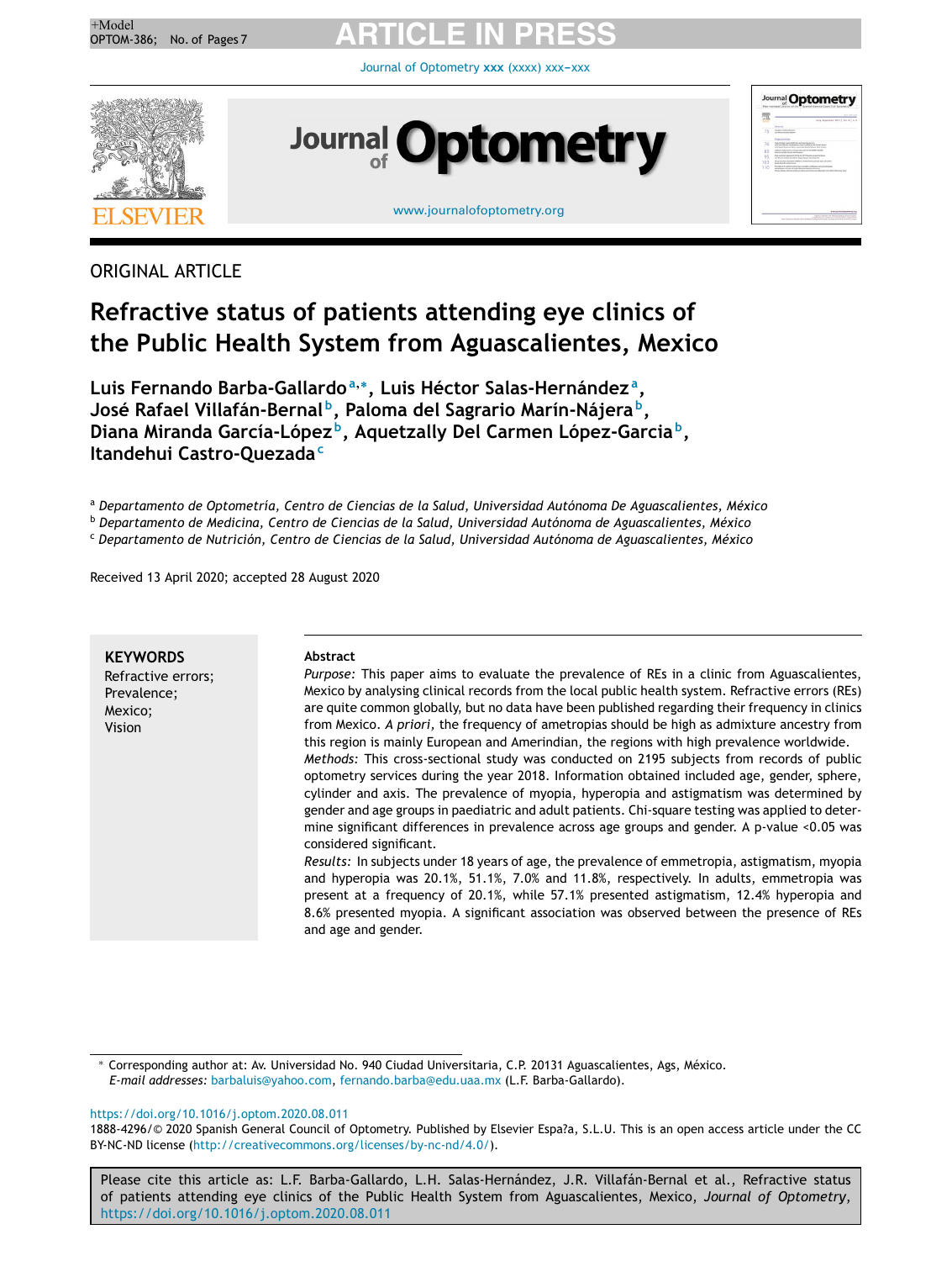ORIGINAL ARTICLE

# Refractive status of patients attending eye clinics of the Public Health System from Aguascalientes, Mexico

**Luis Fernando Barba-Gallardo[a,*], Luis Héctor Salas-Hernández[a], José Rafael Villafán-Bernal[b], Paloma del Sagrario Marín-Nájera[b], Diana Miranda García-López[b], Aquetzally Del Carmen López-Garcia[b], Itandehui Castro-Quezada[c]**

[a] *Departamento de Optometría, Centro de Ciencias de la Salud, Universidad Autónoma De Aguascalientes, México*

[b] *Departamento de Medicina, Centro de Ciencias de la Salud, Universidad Autónoma de Aguascalientes, México*

[c] *Departamento de Nutrición, Centro de Ciencias de la Salud, Universidad Autónoma de Aguascalientes, México*

Received 13 April 2020; accepted 28 August 2020

**KEYWORDS**
Refractive errors;
Prevalence;
Mexico;
Vision

**Abstract**

*Purpose:* This paper aims to evaluate the prevalence of REs in a clinic from Aguascalientes, Mexico by analysing clinical records from the local public health system. Refractive errors (REs) are quite common globally, but no data have been published regarding their frequency in clinics from Mexico. *A priori*, the frequency of ametropias should be high as admixture ancestry from this region is mainly European and Amerindian, the regions with high prevalence worldwide.

*Methods:* This cross-sectional study was conducted on 2195 subjects from records of public optometry services during the year 2018. Information obtained included age, gender, sphere, cylinder and axis. The prevalence of myopia, hyperopia and astigmatism was determined by gender and age groups in paediatric and adult patients. Chi-square testing was applied to determine significant differences in prevalence across age groups and gender. A p-value <0.05 was considered significant.

*Results:* In subjects under 18 years of age, the prevalence of emmetropia, astigmatism, myopia and hyperopia was 20.1%, 51.1%, 7.0% and 11.8%, respectively. In adults, emmetropia was present at a frequency of 20.1%, while 57.1% presented astigmatism, 12.4% hyperopia and 8.6% presented myopia. A significant association was observed between the presence of REs and age and gender.

* Corresponding author at: Av. Universidad No. 940 Ciudad Universitaria, C.P. 20131 Aguascalientes, Ags, México.
*E-mail addresses:* barbaluis@yahoo.com, fernando.barba@edu.uaa.mx (L.F. Barba-Gallardo).

https://doi.org/10.1016/j.optom.2020.08.011
1888-4296/© 2020 Spanish General Council of Optometry. Published by Elsevier Espa?a, S.L.U. This is an open access article under the CC BY-NC-ND license (http://creativecommons.org/licenses/by-nc-nd/4.0/).

Please cite this article as: L.F. Barba-Gallardo, L.H. Salas-Hernández, J.R. Villafán-Bernal et al., Refractive status of patients attending eye clinics of the Public Health System from Aguascalientes, Mexico, *Journal of Optometry*, https://doi.org/10.1016/j.optom.2020.08.011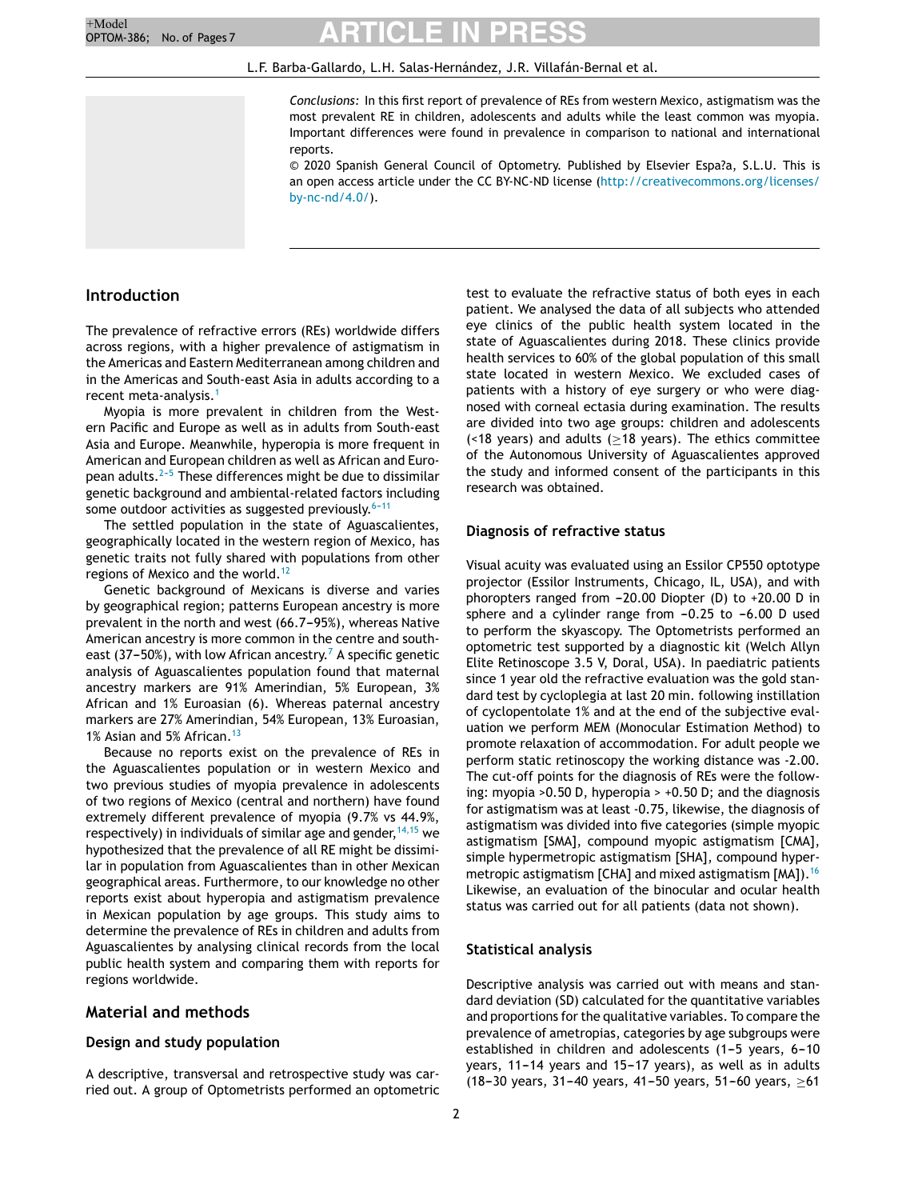*Conclusions:* In this first report of prevalence of REs from western Mexico, astigmatism was the most prevalent RE in children, adolescents and adults while the least common was myopia. Important differences were found in prevalence in comparison to national and international reports.

© 2020 Spanish General Council of Optometry. Published by Elsevier Espa?a, S.L.U. This is an open access article under the CC BY-NC-ND license (http://creativecommons.org/licenses/by-nc-nd/4.0/).

## Introduction

The prevalence of refractive errors (REs) worldwide differs across regions, with a higher prevalence of astigmatism in the Americas and Eastern Mediterranean among children and in the Americas and South-east Asia in adults according to a recent meta-analysis.[1]

Myopia is more prevalent in children from the Western Pacific and Europe as well as in adults from South-east Asia and Europe. Meanwhile, hyperopia is more frequent in American and European children as well as African and European adults.[2–5] These differences might be due to dissimilar genetic background and ambiental-related factors including some outdoor activities as suggested previously.[6–11]

The settled population in the state of Aguascalientes, geographically located in the western region of Mexico, has genetic traits not fully shared with populations from other regions of Mexico and the world.[12]

Genetic background of Mexicans is diverse and varies by geographical region; patterns European ancestry is more prevalent in the north and west (66.7–95%), whereas Native American ancestry is more common in the centre and south-east (37–50%), with low African ancestry.[7] A specific genetic analysis of Aguascalientes population found that maternal ancestry markers are 91% Amerindian, 5% European, 3% African and 1% Euroasian (6). Whereas paternal ancestry markers are 27% Amerindian, 54% European, 13% Euroasian, 1% Asian and 5% African.[13]

Because no reports exist on the prevalence of REs in the Aguascalientes population or in western Mexico and two previous studies of myopia prevalence in adolescents of two regions of Mexico (central and northern) have found extremely different prevalence of myopia (9.7% vs 44.9%, respectively) in individuals of similar age and gender,[14,15] we hypothesized that the prevalence of all RE might be dissimilar in population from Aguascalientes than in other Mexican geographical areas. Furthermore, to our knowledge no other reports exist about hyperopia and astigmatism prevalence in Mexican population by age groups. This study aims to determine the prevalence of REs in children and adults from Aguascalientes by analysing clinical records from the local public health system and comparing them with reports for regions worldwide.

## Material and methods

### Design and study population

A descriptive, transversal and retrospective study was carried out. A group of Optometrists performed an optometric test to evaluate the refractive status of both eyes in each patient. We analysed the data of all subjects who attended eye clinics of the public health system located in the state of Aguascalientes during 2018. These clinics provide health services to 60% of the global population of this small state located in western Mexico. We excluded cases of patients with a history of eye surgery or who were diagnosed with corneal ectasia during examination. The results are divided into two age groups: children and adolescents (<18 years) and adults (≥18 years). The ethics committee of the Autonomous University of Aguascalientes approved the study and informed consent of the participants in this research was obtained.

### Diagnosis of refractive status

Visual acuity was evaluated using an Essilor CP550 optotype projector (Essilor Instruments, Chicago, IL, USA), and with phoropters ranged from −20.00 Diopter (D) to +20.00 D in sphere and a cylinder range from −0.25 to −6.00 D used to perform the skyascopy. The Optometrists performed an optometric test supported by a diagnostic kit (Welch Allyn Elite Retinoscope 3.5 V, Doral, USA). In paediatric patients since 1 year old the refractive evaluation was the gold standard test by cycloplegia at last 20 min. following instillation of cyclopentolate 1% and at the end of the subjective evaluation we perform MEM (Monocular Estimation Method) to promote relaxation of accommodation. For adult people we perform static retinoscopy the working distance was -2.00. The cut-off points for the diagnosis of REs were the following: myopia >0.50 D, hyperopia > +0.50 D; and the diagnosis for astigmatism was at least -0.75, likewise, the diagnosis of astigmatism was divided into five categories (simple myopic astigmatism [SMA], compound myopic astigmatism [CMA], simple hypermetropic astigmatism [SHA], compound hypermetropic astigmatism [CHA] and mixed astigmatism [MA]).[16] Likewise, an evaluation of the binocular and ocular health status was carried out for all patients (data not shown).

### Statistical analysis

Descriptive analysis was carried out with means and standard deviation (SD) calculated for the quantitative variables and proportions for the qualitative variables. To compare the prevalence of ametropias, categories by age subgroups were established in children and adolescents (1–5 years, 6–10 years, 11–14 years and 15–17 years), as well as in adults (18–30 years, 31–40 years, 41–50 years, 51–60 years, ≥61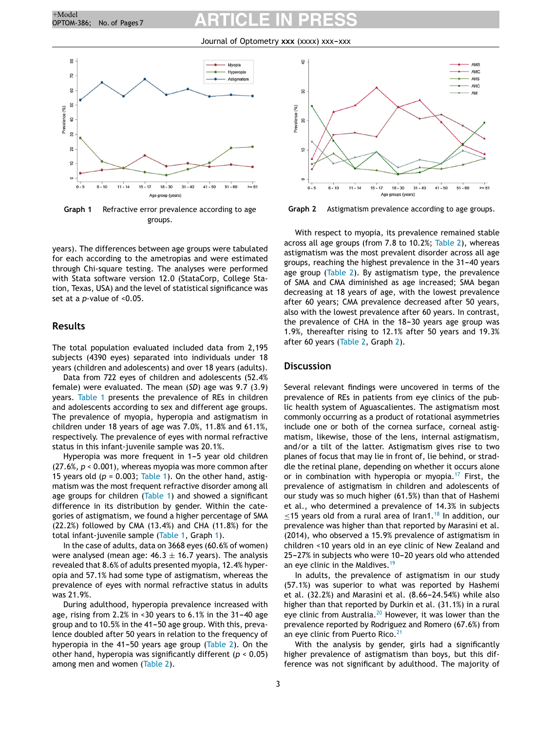Graph 1 Refractive error prevalence according to age groups.

Graph 2 Astigmatism prevalence according to age groups.

years). The differences between age groups were tabulated for each according to the ametropias and were estimated through Chi-square testing. The analyses were performed with Stata software version 12.0 (StataCorp, College Station, Texas, USA) and the level of statistical significance was set at a *p*-value of <0.05.

## Results

The total population evaluated included data from 2,195 subjects (4390 eyes) separated into individuals under 18 years (children and adolescents) and over 18 years (adults).

Data from 722 eyes of children and adolescents (52.4% female) were evaluated. The mean (*SD*) age was 9.7 (3.9) years. Table 1 presents the prevalence of REs in children and adolescents according to sex and different age groups. The prevalence of myopia, hyperopia and astigmatism in children under 18 years of age was 7.0%, 11.8% and 61.1%, respectively. The prevalence of eyes with normal refractive status in this infant-juvenile sample was 20.1%.

Hyperopia was more frequent in 1–5 year old children (27.6%, $p < 0.001$), whereas myopia was more common after 15 years old ($p = 0.003$; Table 1). On the other hand, astigmatism was the most frequent refractive disorder among all age groups for children (Table 1) and showed a significant difference in its distribution by gender. Within the categories of astigmatism, we found a higher percentage of SMA (22.2%) followed by CMA (13.4%) and CHA (11.8%) for the total infant-juvenile sample (Table 1, Graph 1).

In the case of adults, data on 3668 eyes (60.6% of women) were analysed (mean age: 46.3 ± 16.7 years). The analysis revealed that 8.6% of adults presented myopia, 12.4% hyperopia and 57.1% had some type of astigmatism, whereas the prevalence of eyes with normal refractive status in adults was 21.9%.

During adulthood, hyperopia prevalence increased with age, rising from 2.2% in <30 years to 6.1% in the 31–40 age group and to 10.5% in the 41–50 age group. With this, prevalence doubled after 50 years in relation to the frequency of hyperopia in the 41–50 years age group (Table 2). On the other hand, hyperopia was significantly different ($p < 0.05$) among men and women (Table 2).

With respect to myopia, its prevalence remained stable across all age groups (from 7.8 to 10.2%; Table 2), whereas astigmatism was the most prevalent disorder across all age groups, reaching the highest prevalence in the 31–40 years age group (Table 2). By astigmatism type, the prevalence of SMA and CMA diminished as age increased; SMA began decreasing at 18 years of age, with the lowest prevalence after 60 years; CMA prevalence decreased after 50 years, also with the lowest prevalence after 60 years. In contrast, the prevalence of CHA in the 18–30 years age group was 1.9%, thereafter rising to 12.1% after 50 years and 19.3% after 60 years (Table 2, Graph 2).

## Discussion

Several relevant findings were uncovered in terms of the prevalence of REs in patients from eye clinics of the public health system of Aguascalientes. The astigmatism most commonly occurring as a product of rotational asymmetries include one or both of the cornea surface, corneal astigmatism, likewise, those of the lens, internal astigmatism, and/or a tilt of the latter. Astigmatism gives rise to two planes of focus that may lie in front of, lie behind, or straddle the retinal plane, depending on whether it occurs alone or in combination with hyperopia or myopia.[17] First, the prevalence of astigmatism in children and adolescents of our study was so much higher (61.5%) than that of Hashemi et al., who determined a prevalence of 14.3% in subjects ≤15 years old from a rural area of Iran1.[18] In addition, our prevalence was higher than that reported by Marasini et al. (2014), who observed a 15.9% prevalence of astigmatism in children <10 years old in an eye clinic of New Zealand and 25–27% in subjects who were 10–20 years old who attended an eye clinic in the Maldives.[19]

In adults, the prevalence of astigmatism in our study (57.1%) was superior to what was reported by Hashemi et al. (32.2%) and Marasini et al. (8.66–24.54%) while also higher than that reported by Durkin et al. (31.1%) in a rural eye clinic from Australia.[20] However, it was lower than the prevalence reported by Rodriguez and Romero (67.6%) from an eye clinic from Puerto Rico.[21]

With the analysis by gender, girls had a significantly higher prevalence of astigmatism than boys, but this difference was not significant by adulthood. The majority of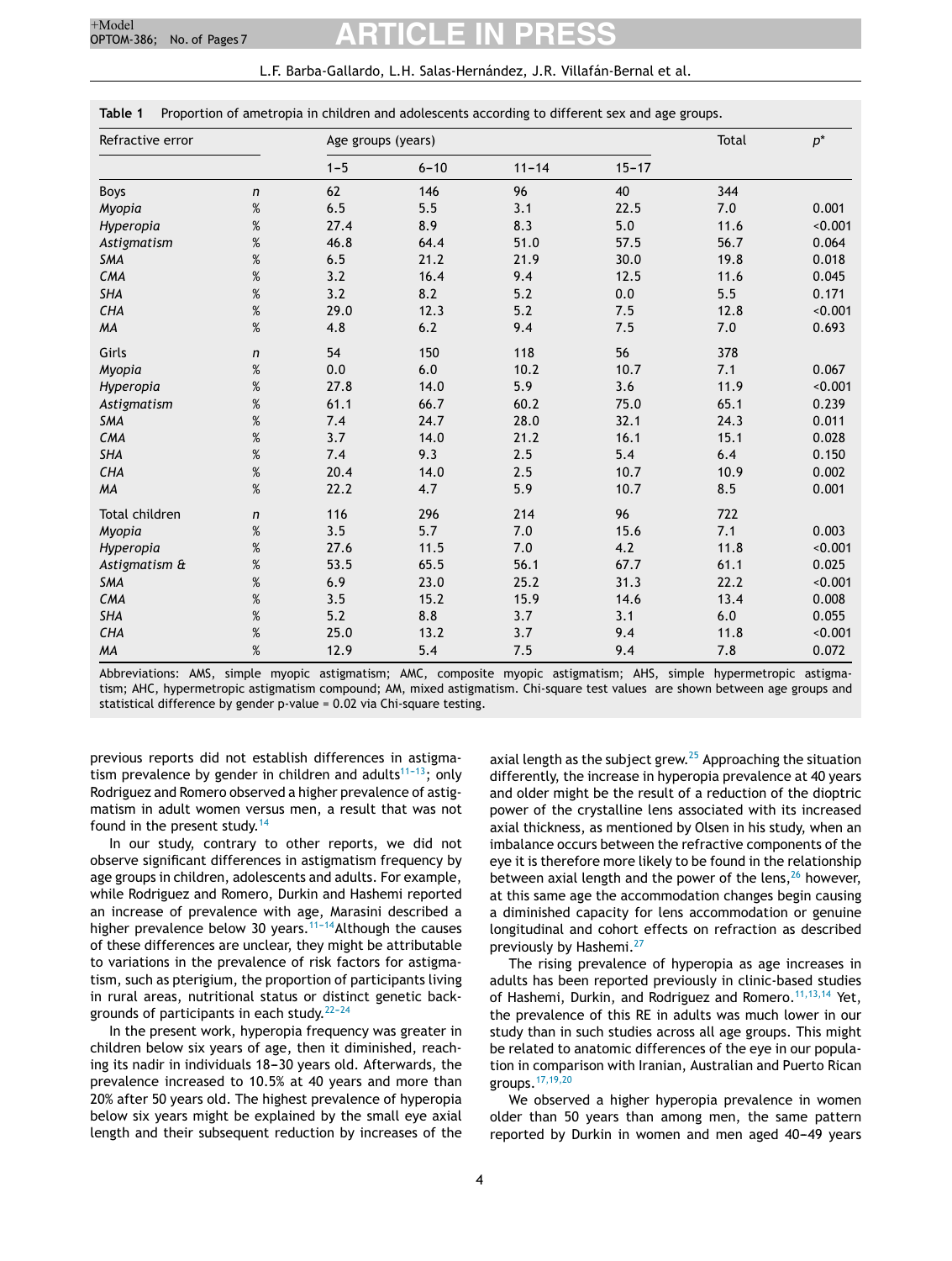**Table 1** Proportion of ametropia in children and adolescents according to different sex and age groups.

| Refractive error | | Age groups (years) | | | | Total | $p^*$ |
|---|---|---|---|---|---|---|---|
| | | 1–5 | 6–10 | 11–14 | 15–17 | | |
| Boys | *n* | 62 | 146 | 96 | 40 | 344 | |
| *Myopia* | % | 6.5 | 5.5 | 3.1 | 22.5 | 7.0 | 0.001 |
| *Hyperopia* | % | 27.4 | 8.9 | 8.3 | 5.0 | 11.6 | <0.001 |
| *Astigmatism* | % | 46.8 | 64.4 | 51.0 | 57.5 | 56.7 | 0.064 |
| *SMA* | % | 6.5 | 21.2 | 21.9 | 30.0 | 19.8 | 0.018 |
| *CMA* | % | 3.2 | 16.4 | 9.4 | 12.5 | 11.6 | 0.045 |
| *SHA* | % | 3.2 | 8.2 | 5.2 | 0.0 | 5.5 | 0.171 |
| *CHA* | % | 29.0 | 12.3 | 5.2 | 7.5 | 12.8 | <0.001 |
| *MA* | % | 4.8 | 6.2 | 9.4 | 7.5 | 7.0 | 0.693 |
| Girls | *n* | 54 | 150 | 118 | 56 | 378 | |
| *Myopia* | % | 0.0 | 6.0 | 10.2 | 10.7 | 7.1 | 0.067 |
| *Hyperopia* | % | 27.8 | 14.0 | 5.9 | 3.6 | 11.9 | <0.001 |
| *Astigmatism* | % | 61.1 | 66.7 | 60.2 | 75.0 | 65.1 | 0.239 |
| *SMA* | % | 7.4 | 24.7 | 28.0 | 32.1 | 24.3 | 0.011 |
| *CMA* | % | 3.7 | 14.0 | 21.2 | 16.1 | 15.1 | 0.028 |
| *SHA* | % | 7.4 | 9.3 | 2.5 | 5.4 | 6.4 | 0.150 |
| *CHA* | % | 20.4 | 14.0 | 2.5 | 10.7 | 10.9 | 0.002 |
| *MA* | % | 22.2 | 4.7 | 5.9 | 10.7 | 8.5 | 0.001 |
| Total children | *n* | 116 | 296 | 214 | 96 | 722 | |
| *Myopia* | % | 3.5 | 5.7 | 7.0 | 15.6 | 7.1 | 0.003 |
| *Hyperopia* | % | 27.6 | 11.5 | 7.0 | 4.2 | 11.8 | <0.001 |
| *Astigmatism &* | % | 53.5 | 65.5 | 56.1 | 67.7 | 61.1 | 0.025 |
| *SMA* | % | 6.9 | 23.0 | 25.2 | 31.3 | 22.2 | <0.001 |
| *CMA* | % | 3.5 | 15.2 | 15.9 | 14.6 | 13.4 | 0.008 |
| *SHA* | % | 5.2 | 8.8 | 3.7 | 3.1 | 6.0 | 0.055 |
| *CHA* | % | 25.0 | 13.2 | 3.7 | 9.4 | 11.8 | <0.001 |
| *MA* | % | 12.9 | 5.4 | 7.5 | 9.4 | 7.8 | 0.072 |

Abbreviations: AMS, simple myopic astigmatism; AMC, composite myopic astigmatism; AHS, simple hypermetropic astigmatism; AHC, hypermetropic astigmatism compound; AM, mixed astigmatism. Chi-square test values are shown between age groups and statistical difference by gender p-value = 0.02 via Chi-square testing.

previous reports did not establish differences in astigmatism prevalence by gender in children and adults[11–13]; only Rodriguez and Romero observed a higher prevalence of astigmatism in adult women versus men, a result that was not found in the present study.[14]

In our study, contrary to other reports, we did not observe significant differences in astigmatism frequency by age groups in children, adolescents and adults. For example, while Rodriguez and Romero, Durkin and Hashemi reported an increase of prevalence with age, Marasini described a higher prevalence below 30 years.[11–14]Although the causes of these differences are unclear, they might be attributable to variations in the prevalence of risk factors for astigmatism, such as pterigium, the proportion of participants living in rural areas, nutritional status or distinct genetic backgrounds of participants in each study.[22–24]

In the present work, hyperopia frequency was greater in children below six years of age, then it diminished, reaching its nadir in individuals 18–30 years old. Afterwards, the prevalence increased to 10.5% at 40 years and more than 20% after 50 years old. The highest prevalence of hyperopia below six years might be explained by the small eye axial length and their subsequent reduction by increases of the axial length as the subject grew.[25] Approaching the situation differently, the increase in hyperopia prevalence at 40 years and older might be the result of a reduction of the dioptric power of the crystalline lens associated with its increased axial thickness, as mentioned by Olsen in his study, when an imbalance occurs between the refractive components of the eye it is therefore more likely to be found in the relationship between axial length and the power of the lens,[26] however, at this same age the accommodation changes begin causing a diminished capacity for lens accommodation or genuine longitudinal and cohort effects on refraction as described previously by Hashemi.[27]

The rising prevalence of hyperopia as age increases in adults has been reported previously in clinic-based studies of Hashemi, Durkin, and Rodriguez and Romero.[11,13,14] Yet, the prevalence of this RE in adults was much lower in our study than in such studies across all age groups. This might be related to anatomic differences of the eye in our population in comparison with Iranian, Australian and Puerto Rican groups.[17,19,20]

We observed a higher hyperopia prevalence in women older than 50 years than among men, the same pattern reported by Durkin in women and men aged 40–49 years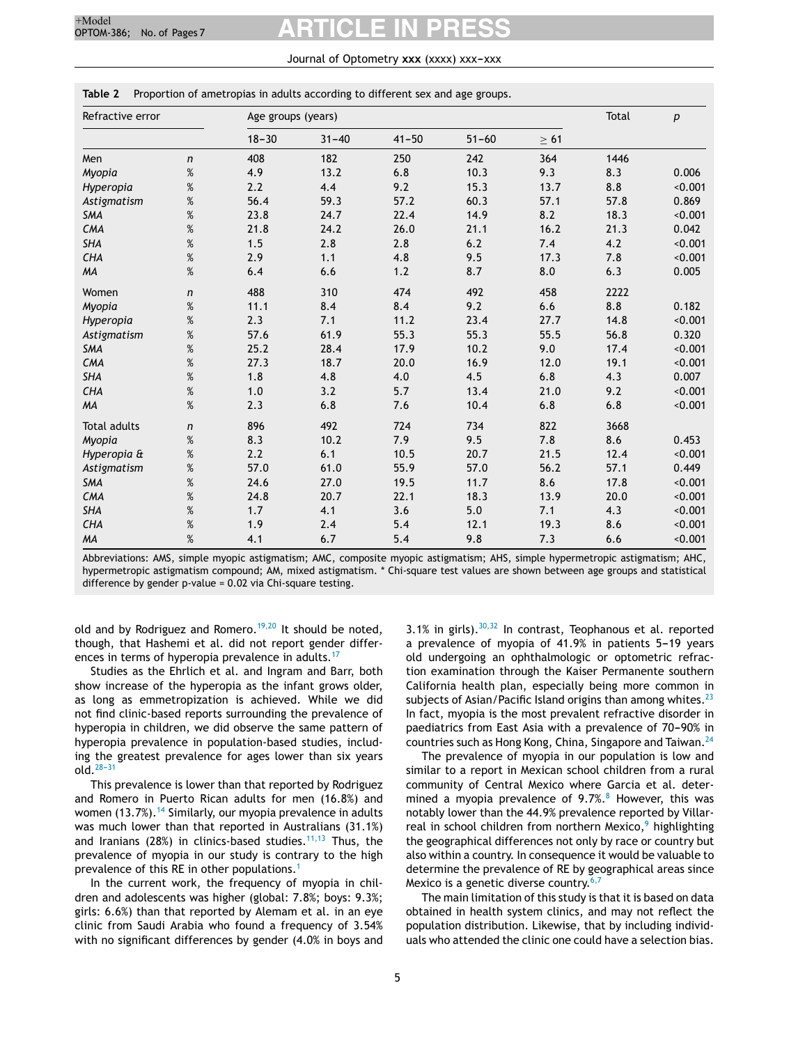**Table 2** Proportion of ametropias in adults according to different sex and age groups.

| Refractive error | | Age groups (years) | | | | | Total | p |
|---|---|---|---|---|---|---|---|---|
| | | 18–30 | 31–40 | 41–50 | 51–60 | ≥ 61 | | |
| Men | n | 408 | 182 | 250 | 242 | 364 | 1446 | |
| *Myopia* | % | 4.9 | 13.2 | 6.8 | 10.3 | 9.3 | 8.3 | 0.006 |
| *Hyperopia* | % | 2.2 | 4.4 | 9.2 | 15.3 | 13.7 | 8.8 | <0.001 |
| *Astigmatism* | % | 56.4 | 59.3 | 57.2 | 60.3 | 57.1 | 57.8 | 0.869 |
| *SMA* | % | 23.8 | 24.7 | 22.4 | 14.9 | 8.2 | 18.3 | <0.001 |
| *CMA* | % | 21.8 | 24.2 | 26.0 | 21.1 | 16.2 | 21.3 | 0.042 |
| *SHA* | % | 1.5 | 2.8 | 2.8 | 6.2 | 7.4 | 4.2 | <0.001 |
| *CHA* | % | 2.9 | 1.1 | 4.8 | 9.5 | 17.3 | 7.8 | <0.001 |
| *MA* | % | 6.4 | 6.6 | 1.2 | 8.7 | 8.0 | 6.3 | 0.005 |
| Women | n | 488 | 310 | 474 | 492 | 458 | 2222 | |
| *Myopia* | % | 11.1 | 8.4 | 8.4 | 9.2 | 6.6 | 8.8 | 0.182 |
| *Hyperopia* | % | 2.3 | 7.1 | 11.2 | 23.4 | 27.7 | 14.8 | <0.001 |
| *Astigmatism* | % | 57.6 | 61.9 | 55.3 | 55.3 | 55.5 | 56.8 | 0.320 |
| *SMA* | % | 25.2 | 28.4 | 17.9 | 10.2 | 9.0 | 17.4 | <0.001 |
| *CMA* | % | 27.3 | 18.7 | 20.0 | 16.9 | 12.0 | 19.1 | <0.001 |
| *SHA* | % | 1.8 | 4.8 | 4.0 | 4.5 | 6.8 | 4.3 | 0.007 |
| *CHA* | % | 1.0 | 3.2 | 5.7 | 13.4 | 21.0 | 9.2 | <0.001 |
| *MA* | % | 2.3 | 6.8 | 7.6 | 10.4 | 6.8 | 6.8 | <0.001 |
| Total adults | n | 896 | 492 | 724 | 734 | 822 | 3668 | |
| *Myopia* | % | 8.3 | 10.2 | 7.9 | 9.5 | 7.8 | 8.6 | 0.453 |
| *Hyperopia &* | % | 2.2 | 6.1 | 10.5 | 20.7 | 21.5 | 12.4 | <0.001 |
| *Astigmatism* | % | 57.0 | 61.0 | 55.9 | 57.0 | 56.2 | 57.1 | 0.449 |
| *SMA* | % | 24.6 | 27.0 | 19.5 | 11.7 | 8.6 | 17.8 | <0.001 |
| *CMA* | % | 24.8 | 20.7 | 22.1 | 18.3 | 13.9 | 20.0 | <0.001 |
| *SHA* | % | 1.7 | 4.1 | 3.6 | 5.0 | 7.1 | 4.3 | <0.001 |
| *CHA* | % | 1.9 | 2.4 | 5.4 | 12.1 | 19.3 | 8.6 | <0.001 |
| *MA* | % | 4.1 | 6.7 | 5.4 | 9.8 | 7.3 | 6.6 | <0.001 |

Abbreviations: AMS, simple myopic astigmatism; AMC, composite myopic astigmatism; AHS, simple hypermetropic astigmatism; AHC, hypermetropic astigmatism compound; AM, mixed astigmatism. * Chi-square test values are shown between age groups and statistical difference by gender p-value = 0.02 via Chi-square testing.

old and by Rodriguez and Romero.[19,20] It should be noted, though, that Hashemi et al. did not report gender differences in terms of hyperopia prevalence in adults.[17]

Studies as the Ehrlich et al. and Ingram and Barr, both show increase of the hyperopia as the infant grows older, as long as emmetropization is achieved. While we did not find clinic-based reports surrounding the prevalence of hyperopia in children, we did observe the same pattern of hyperopia prevalence in population-based studies, including the greatest prevalence for ages lower than six years old.[28–31]

This prevalence is lower than that reported by Rodriguez and Romero in Puerto Rican adults for men (16.8%) and women (13.7%).[14] Similarly, our myopia prevalence in adults was much lower than that reported in Australians (31.1%) and Iranians (28%) in clinics-based studies.[11,13] Thus, the prevalence of myopia in our study is contrary to the high prevalence of this RE in other populations.[1]

In the current work, the frequency of myopia in children and adolescents was higher (global: 7.8%; boys: 9.3%; girls: 6.6%) than that reported by Alemam et al. in an eye clinic from Saudi Arabia who found a frequency of 3.54% with no significant differences by gender (4.0% in boys and 3.1% in girls).[30,32] In contrast, Teophanous et al. reported a prevalence of myopia of 41.9% in patients 5–19 years old undergoing an ophthalmologic or optometric refraction examination through the Kaiser Permanente southern California health plan, especially being more common in subjects of Asian/Pacific Island origins than among whites.[23] In fact, myopia is the most prevalent refractive disorder in paediatrics from East Asia with a prevalence of 70–90% in countries such as Hong Kong, China, Singapore and Taiwan.[24]

The prevalence of myopia in our population is low and similar to a report in Mexican school children from a rural community of Central Mexico where Garcia et al. determined a myopia prevalence of 9.7%.[8] However, this was notably lower than the 44.9% prevalence reported by Villarreal in school children from northern Mexico,[9] highlighting the geographical differences not only by race or country but also within a country. In consequence it would be valuable to determine the prevalence of RE by geographical areas since Mexico is a genetic diverse country.[6,7]

The main limitation of this study is that it is based on data obtained in health system clinics, and may not reflect the population distribution. Likewise, that by including individuals who attended the clinic one could have a selection bias.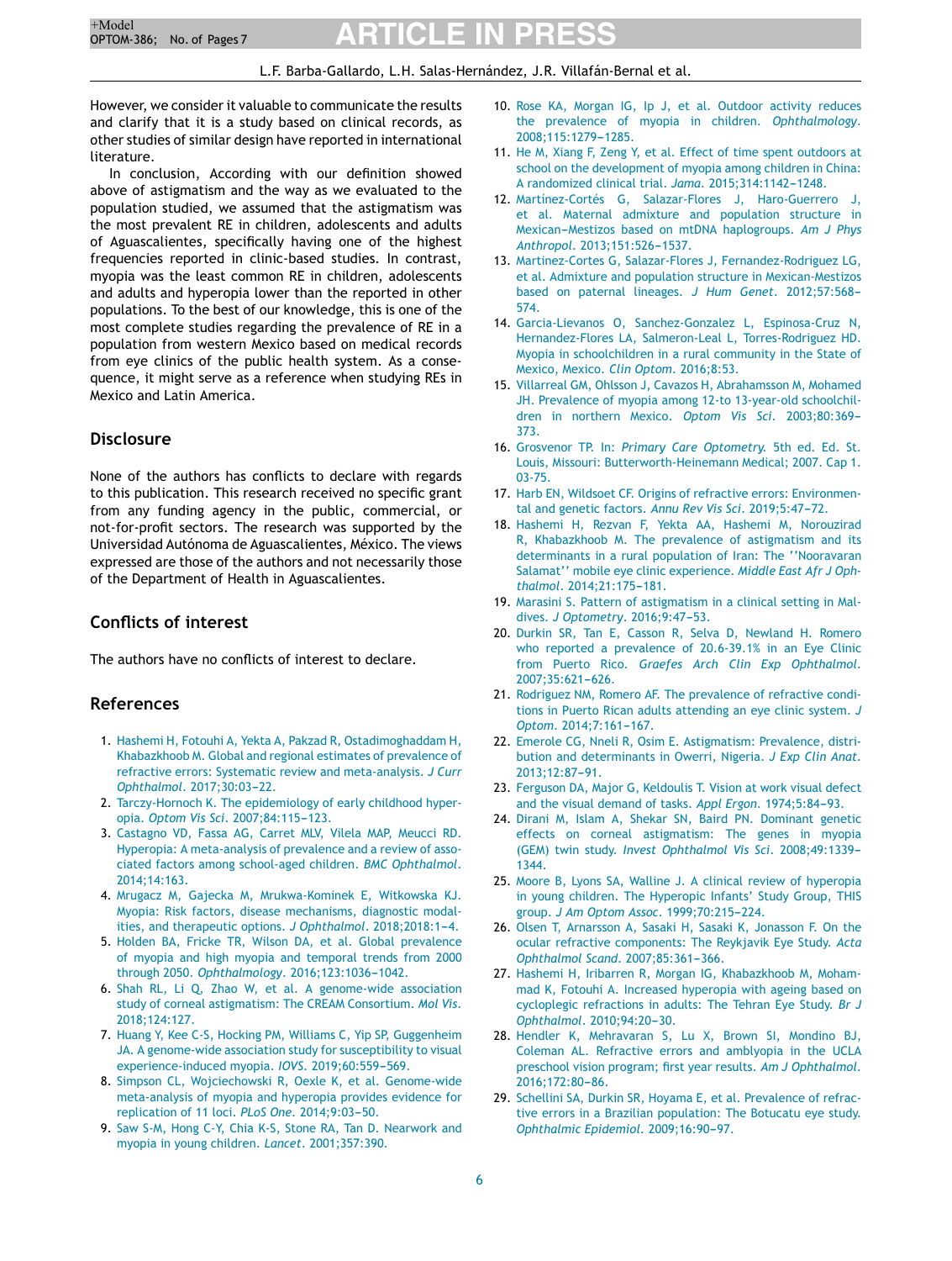However, we consider it valuable to communicate the results and clarify that it is a study based on clinical records, as other studies of similar design have reported in international literature.

In conclusion, According with our definition showed above of astigmatism and the way as we evaluated to the population studied, we assumed that the astigmatism was the most prevalent RE in children, adolescents and adults of Aguascalientes, specifically having one of the highest frequencies reported in clinic-based studies. In contrast, myopia was the least common RE in children, adolescents and adults and hyperopia lower than the reported in other populations. To the best of our knowledge, this is one of the most complete studies regarding the prevalence of RE in a population from western Mexico based on medical records from eye clinics of the public health system. As a consequence, it might serve as a reference when studying REs in Mexico and Latin America.

## Disclosure

None of the authors has conflicts to declare with regards to this publication. This research received no specific grant from any funding agency in the public, commercial, or not-for-profit sectors. The research was supported by the Universidad Autónoma de Aguascalientes, México. The views expressed are those of the authors and not necessarily those of the Department of Health in Aguascalientes.

## Conflicts of interest

The authors have no conflicts of interest to declare.

## References

1. Hashemi H, Fotouhi A, Yekta A, Pakzad R, Ostadimoghaddam H, Khabazkhoob M. Global and regional estimates of prevalence of refractive errors: Systematic review and meta-analysis. *J Curr Ophthalmol*. 2017;30:03–22.
2. Tarczy-Hornoch K. The epidemiology of early childhood hyperopia. *Optom Vis Sci*. 2007;84:115–123.
3. Castagno VD, Fassa AG, Carret MLV, Vilela MAP, Meucci RD. Hyperopia: A meta-analysis of prevalence and a review of associated factors among school-aged children. *BMC Ophthalmol*. 2014;14:163.
4. Mrugacz M, Gajecka M, Mrukwa-Kominek E, Witkowska KJ. Myopia: Risk factors, disease mechanisms, diagnostic modalities, and therapeutic options. *J Ophthalmol*. 2018;2018:1–4.
5. Holden BA, Fricke TR, Wilson DA, et al. Global prevalence of myopia and high myopia and temporal trends from 2000 through 2050. *Ophthalmology*. 2016;123:1036–1042.
6. Shah RL, Li Q, Zhao W, et al. A genome-wide association study of corneal astigmatism: The CREAM Consortium. *Mol Vis*. 2018;124:127.
7. Huang Y, Kee C-S, Hocking PM, Williams C, Yip SP, Guggenheim JA. A genome-wide association study for susceptibility to visual experience-induced myopia. *IOVS*. 2019;60:559–569.
8. Simpson CL, Wojciechowski R, Oexle K, et al. Genome-wide meta-analysis of myopia and hyperopia provides evidence for replication of 11 loci. *PLoS One*. 2014;9:03–50.
9. Saw S-M, Hong C-Y, Chia K-S, Stone RA, Tan D. Nearwork and myopia in young children. *Lancet*. 2001;357:390.
10. Rose KA, Morgan IG, Ip J, et al. Outdoor activity reduces the prevalence of myopia in children. *Ophthalmology*. 2008;115:1279–1285.
11. He M, Xiang F, Zeng Y, et al. Effect of time spent outdoors at school on the development of myopia among children in China: A randomized clinical trial. *Jama*. 2015;314:1142–1248.
12. Martínez-Cortés G, Salazar-Flores J, Haro-Guerrero J, et al. Maternal admixture and population structure in Mexican–Mestizos based on mtDNA haplogroups. *Am J Phys Anthropol*. 2013;151:526–1537.
13. Martinez-Cortes G, Salazar-Flores J, Fernandez-Rodriguez LG, et al. Admixture and population structure in Mexican-Mestizos based on paternal lineages. *J Hum Genet*. 2012;57:568–574.
14. Garcia-Lievanos O, Sanchez-Gonzalez L, Espinosa-Cruz N, Hernandez-Flores LA, Salmeron-Leal L, Torres-Rodriguez HD. Myopia in schoolchildren in a rural community in the State of Mexico, Mexico. *Clin Optom*. 2016;8:53.
15. Villarreal GM, Ohlsson J, Cavazos H, Abrahamsson M, Mohamed JH. Prevalence of myopia among 12-to 13-year-old schoolchildren in northern Mexico. *Optom Vis Sci*. 2003;80:369–373.
16. Grosvenor TP. In: *Primary Care Optometry*. 5th ed. Ed. St. Louis, Missouri: Butterworth-Heinemann Medical; 2007. Cap 1. 03-75.
17. Harb EN, Wildsoet CF. Origins of refractive errors: Environmental and genetic factors. *Annu Rev Vis Sci*. 2019;5:47–72.
18. Hashemi H, Rezvan F, Yekta AA, Hashemi M, Norouzirad R, Khabazkhoob M. The prevalence of astigmatism and its determinants in a rural population of Iran: The ''Nooravaran Salamat'' mobile eye clinic experience. *Middle East Afr J Ophthalmol*. 2014;21:175–181.
19. Marasini S. Pattern of astigmatism in a clinical setting in Maldives. *J Optometry*. 2016;9:47–53.
20. Durkin SR, Tan E, Casson R, Selva D, Newland H. Romero who reported a prevalence of 20.6-39.1% in an Eye Clinic from Puerto Rico. *Graefes Arch Clin Exp Ophthalmol*. 2007;35:621–626.
21. Rodriguez NM, Romero AF. The prevalence of refractive conditions in Puerto Rican adults attending an eye clinic system. *J Optom*. 2014;7:161–167.
22. Emerole CG, Nneli R, Osim E. Astigmatism: Prevalence, distribution and determinants in Owerri, Nigeria. *J Exp Clin Anat*. 2013;12:87–91.
23. Ferguson DA, Major G, Keldoulis T. Vision at work visual defect and the visual demand of tasks. *Appl Ergon*. 1974;5:84–93.
24. Dirani M, Islam A, Shekar SN, Baird PN. Dominant genetic effects on corneal astigmatism: The genes in myopia (GEM) twin study. *Invest Ophthalmol Vis Sci*. 2008;49:1339–1344.
25. Moore B, Lyons SA, Walline J. A clinical review of hyperopia in young children. The Hyperopic Infants' Study Group, THIS group. *J Am Optom Assoc*. 1999;70:215–224.
26. Olsen T, Arnarsson A, Sasaki H, Sasaki K, Jonasson F. On the ocular refractive components: The Reykjavik Eye Study. *Acta Ophthalmol Scand*. 2007;85:361–366.
27. Hashemi H, Iribarren R, Morgan IG, Khabazkhoob M, Mohammad K, Fotouhi A. Increased hyperopia with ageing based on cycloplegic refractions in adults: The Tehran Eye Study. *Br J Ophthalmol*. 2010;94:20–30.
28. Hendler K, Mehravaran S, Lu X, Brown SI, Mondino BJ, Coleman AL. Refractive errors and amblyopia in the UCLA preschool vision program; first year results. *Am J Ophthalmol*. 2016;172:80–86.
29. Schellini SA, Durkin SR, Hoyama E, et al. Prevalence of refractive errors in a Brazilian population: The Botucatu eye study. *Ophthalmic Epidemiol*. 2009;16:90–97.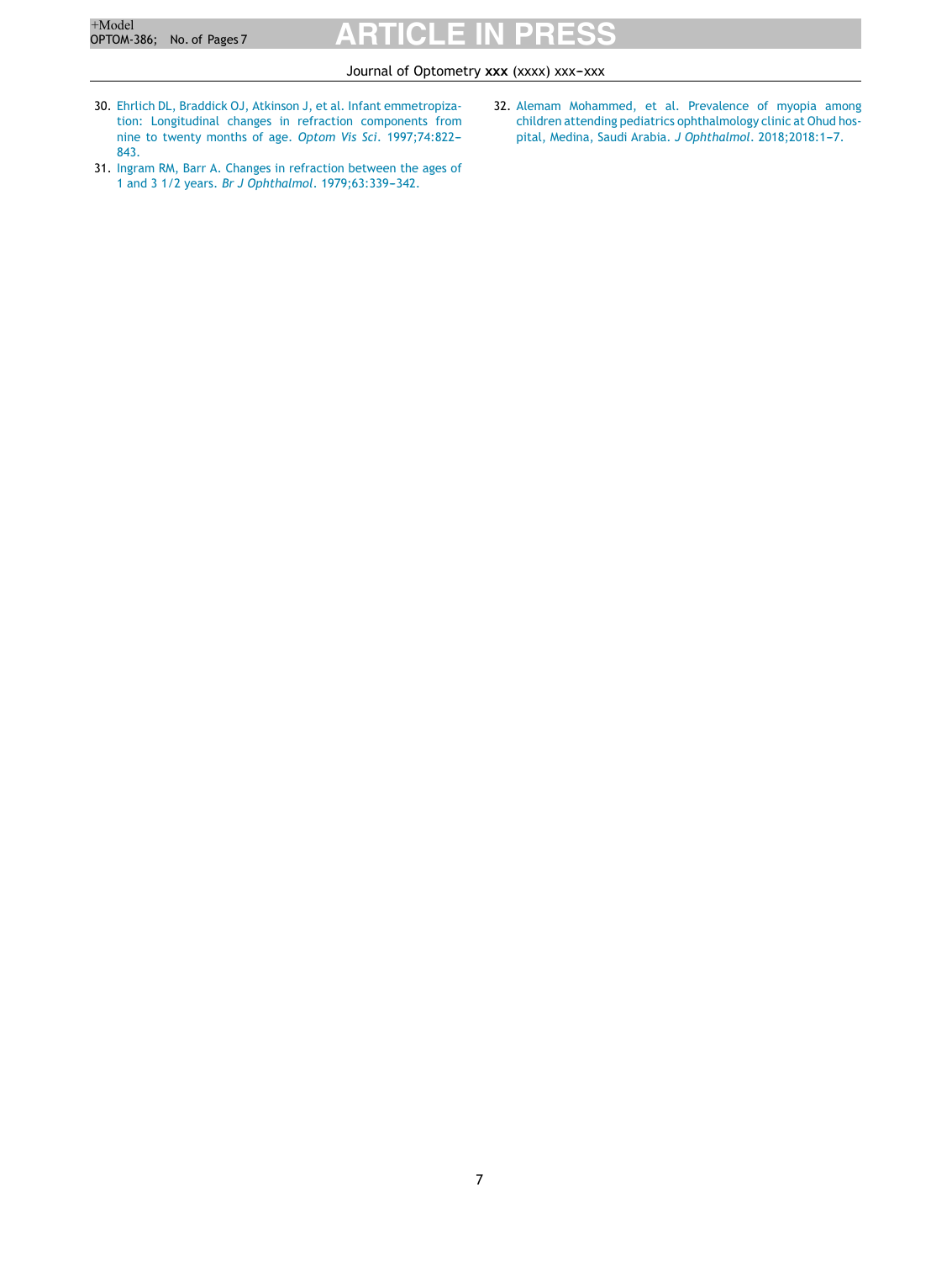30. Ehrlich DL, Braddick OJ, Atkinson J, et al. Infant emmetropization: Longitudinal changes in refraction components from nine to twenty months of age. *Optom Vis Sci*. 1997;74:822–843.
31. Ingram RM, Barr A. Changes in refraction between the ages of 1 and 3 1/2 years. *Br J Ophthalmol*. 1979;63:339–342.
32. Alemam Mohammed, et al. Prevalence of myopia among children attending pediatrics ophthalmology clinic at Ohud hospital, Medina, Saudi Arabia. *J Ophthalmol*. 2018;2018:1–7.